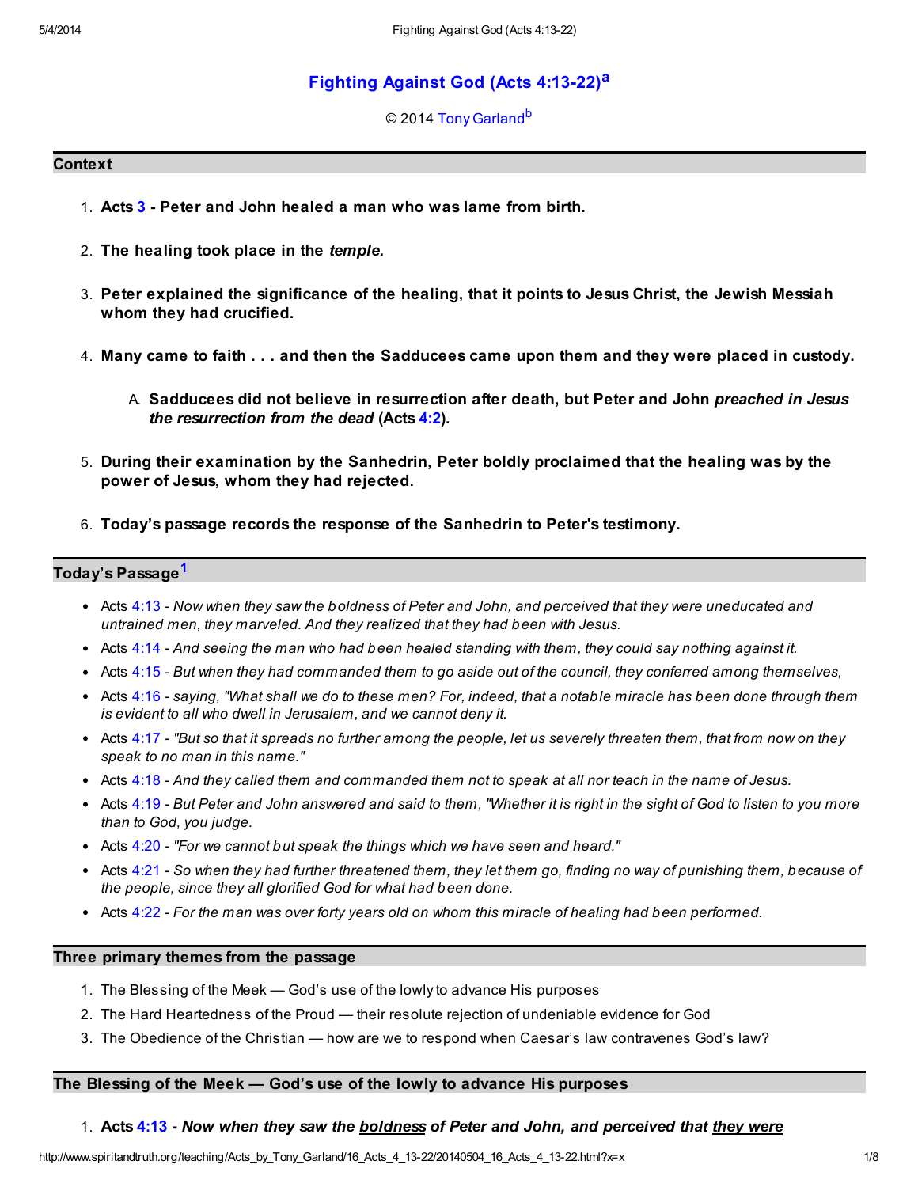# Fighting Against God (Acts 4:13-22)[a]

© 2014 Tony Garland[b]

## Context

1. **Acts 3 - Peter and John healed a man who was lame from birth.**
2. **The healing took place in the *temple*.**
3. **Peter explained the significance of the healing, that it points to Jesus Christ, the Jewish Messiah whom they had crucified.**
4. **Many came to faith . . . and then the Sadducees came upon them and they were placed in custody.**
   A. **Sadducees did not believe in resurrection after death, but Peter and John *preached in Jesus the resurrection from the dead* (Acts 4:2).**
5. **During their examination by the Sanhedrin, Peter boldly proclaimed that the healing was by the power of Jesus, whom they had rejected.**
6. **Today's passage records the response of the Sanhedrin to Peter's testimony.**

## Today's Passage[1]

- Acts 4:13 - *Now when they saw the boldness of Peter and John, and perceived that they were uneducated and untrained men, they marveled. And they realized that they had been with Jesus.*
- Acts 4:14 - *And seeing the man who had been healed standing with them, they could say nothing against it.*
- Acts 4:15 - *But when they had commanded them to go aside out of the council, they conferred among themselves,*
- Acts 4:16 - *saying, "What shall we do to these men? For, indeed, that a notable miracle has been done through them is evident to all who dwell in Jerusalem, and we cannot deny it.*
- Acts 4:17 - *"But so that it spreads no further among the people, let us severely threaten them, that from now on they speak to no man in this name."*
- Acts 4:18 - *And they called them and commanded them not to speak at all nor teach in the name of Jesus.*
- Acts 4:19 - *But Peter and John answered and said to them, "Whether it is right in the sight of God to listen to you more than to God, you judge.*
- Acts 4:20 - *"For we cannot but speak the things which we have seen and heard."*
- Acts 4:21 - *So when they had further threatened them, they let them go, finding no way of punishing them, because of the people, since they all glorified God for what had been done.*
- Acts 4:22 - *For the man was over forty years old on whom this miracle of healing had been performed.*

## Three primary themes from the passage

1. The Blessing of the Meek — God's use of the lowly to advance His purposes
2. The Hard Heartedness of the Proud — their resolute rejection of undeniable evidence for God
3. The Obedience of the Christian — how are we to respond when Caesar's law contravenes God's law?

## The Blessing of the Meek — God's use of the lowly to advance His purposes

1. **Acts 4:13 - *Now when they saw the <u>boldness</u> of Peter and John, and perceived that <u>they were</u>***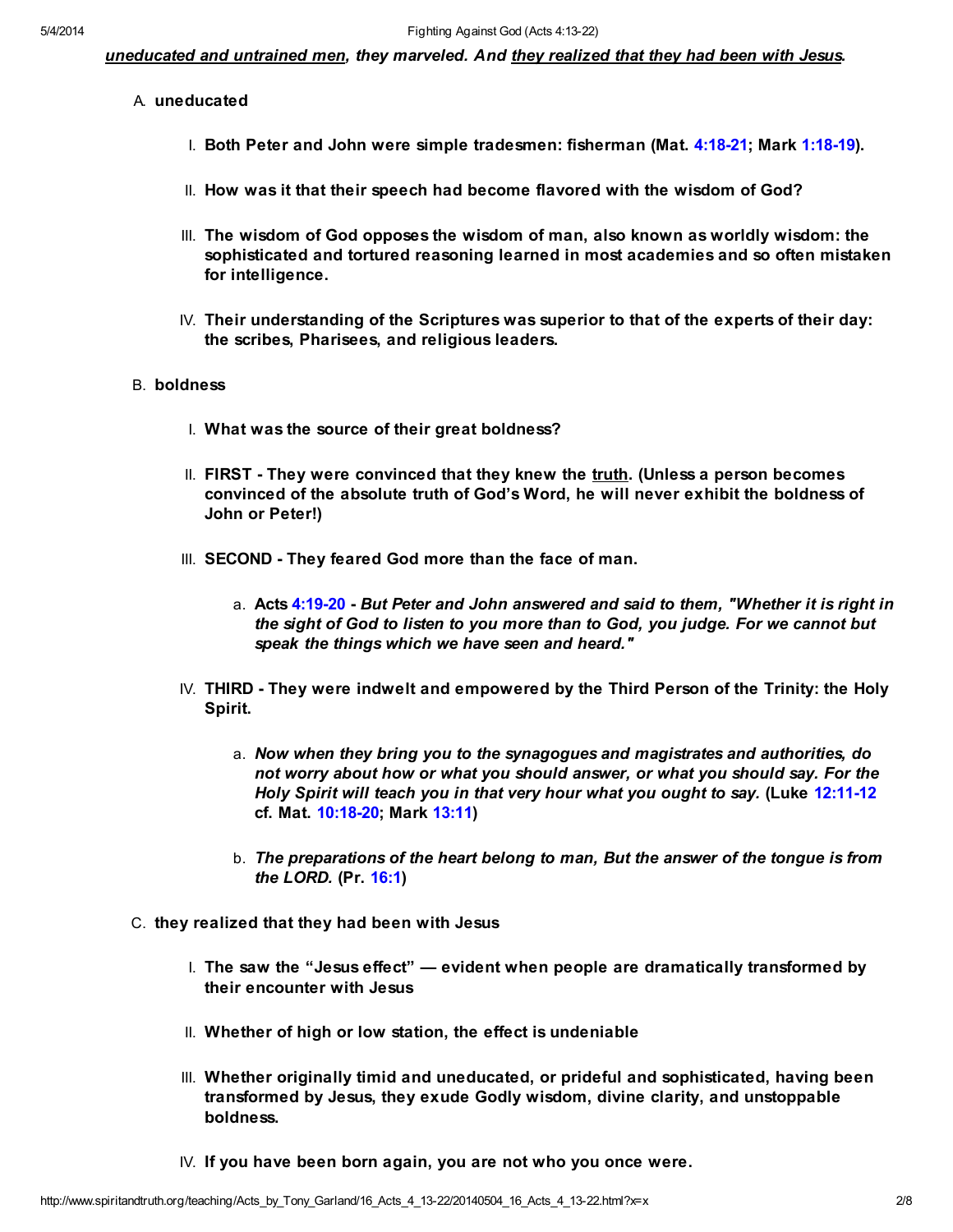***uneducated and untrained men*, they marveled. And *they realized that they had been with Jesus*.**

A. **uneducated**

   I. **Both Peter and John were simple tradesmen: fisherman (Mat. 4:18-21; Mark 1:18-19).**

   II. **How was it that their speech had become flavored with the wisdom of God?**

   III. **The wisdom of God opposes the wisdom of man, also known as worldly wisdom: the sophisticated and tortured reasoning learned in most academies and so often mistaken for intelligence.**

   IV. **Their understanding of the Scriptures was superior to that of the experts of their day: the scribes, Pharisees, and religious leaders.**

B. **boldness**

   I. **What was the source of their great boldness?**

   II. **FIRST - They were convinced that they knew the truth. (Unless a person becomes convinced of the absolute truth of God's Word, he will never exhibit the boldness of John or Peter!)**

   III. **SECOND - They feared God more than the face of man.**

      a. **Acts 4:19-20 - *But Peter and John answered and said to them, "Whether it is right in the sight of God to listen to you more than to God, you judge. For we cannot but speak the things which we have seen and heard."***

   IV. **THIRD - They were indwelt and empowered by the Third Person of the Trinity: the Holy Spirit.**

      a. ***Now when they bring you to the synagogues and magistrates and authorities, do not worry about how or what you should answer, or what you should say. For the Holy Spirit will teach you in that very hour what you ought to say.* (Luke 12:11-12 cf. Mat. 10:18-20; Mark 13:11)**

      b. ***The preparations of the heart belong to man, But the answer of the tongue is from the LORD.* (Pr. 16:1)**

C. **they realized that they had been with Jesus**

   I. **The saw the "Jesus effect" — evident when people are dramatically transformed by their encounter with Jesus**

   II. **Whether of high or low station, the effect is undeniable**

   III. **Whether originally timid and uneducated, or prideful and sophisticated, having been transformed by Jesus, they exude Godly wisdom, divine clarity, and unstoppable boldness.**

   IV. **If you have been born again, you are not who you once were.**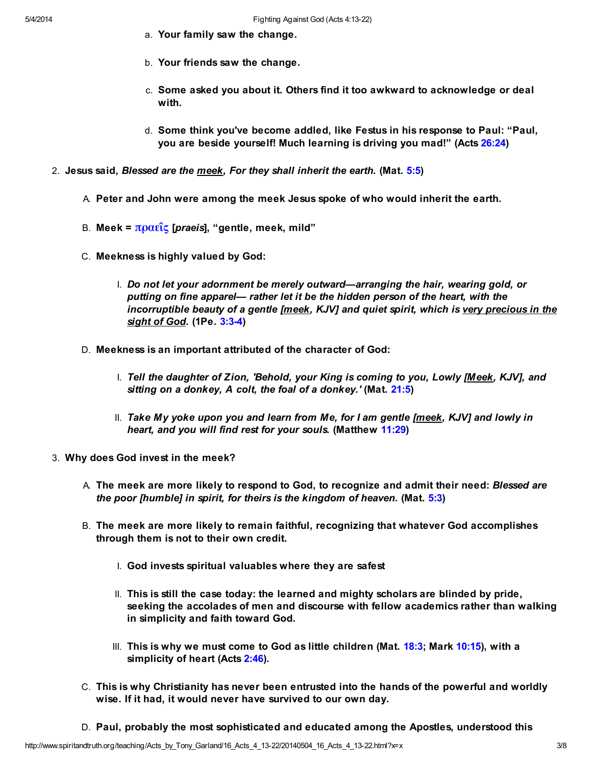a. **Your family saw the change.**

   b. **Your friends saw the change.**

   c. **Some asked you about it. Others find it too awkward to acknowledge or deal with.**

   d. **Some think you've become addled, like Festus in his response to Paul: "Paul, you are beside yourself! Much learning is driving you mad!" (Acts 26:24)**

2. **Jesus said, *Blessed are the meek, For they shall inherit the earth.* (Mat. 5:5)**

   A. **Peter and John were among the meek Jesus spoke of who would inherit the earth.**

   B. **Meek = πραεῖς [*praeis*], "gentle, meek, mild"**

   C. **Meekness is highly valued by God:**

      I. ***Do not let your adornment be merely outward—arranging the hair, wearing gold, or putting on fine apparel— rather let it be the hidden person of the heart, with the incorruptible beauty of a gentle [meek, KJV] and quiet spirit, which is very precious in the sight of God.* (1Pe. 3:3-4)**

   D. **Meekness is an important attributed of the character of God:**

      I. ***Tell the daughter of Zion, 'Behold, your King is coming to you, Lowly [Meek, KJV], and sitting on a donkey, A colt, the foal of a donkey.'* (Mat. 21:5)**

      II. ***Take My yoke upon you and learn from Me, for I am gentle [meek, KJV] and lowly in heart, and you will find rest for your souls.* (Matthew 11:29)**

3. **Why does God invest in the meek?**

   A. **The meek are more likely to respond to God, to recognize and admit their need: *Blessed are the poor [humble] in spirit, for theirs is the kingdom of heaven.* (Mat. 5:3)**

   B. **The meek are more likely to remain faithful, recognizing that whatever God accomplishes through them is not to their own credit.**

      I. **God invests spiritual valuables where they are safest**

      II. **This is still the case today: the learned and mighty scholars are blinded by pride, seeking the accolades of men and discourse with fellow academics rather than walking in simplicity and faith toward God.**

      III. **This is why we must come to God as little children (Mat. 18:3; Mark 10:15), with a simplicity of heart (Acts 2:46).**

   C. **This is why Christianity has never been entrusted into the hands of the powerful and worldly wise. If it had, it would never have survived to our own day.**

   D. **Paul, probably the most sophisticated and educated among the Apostles, understood this**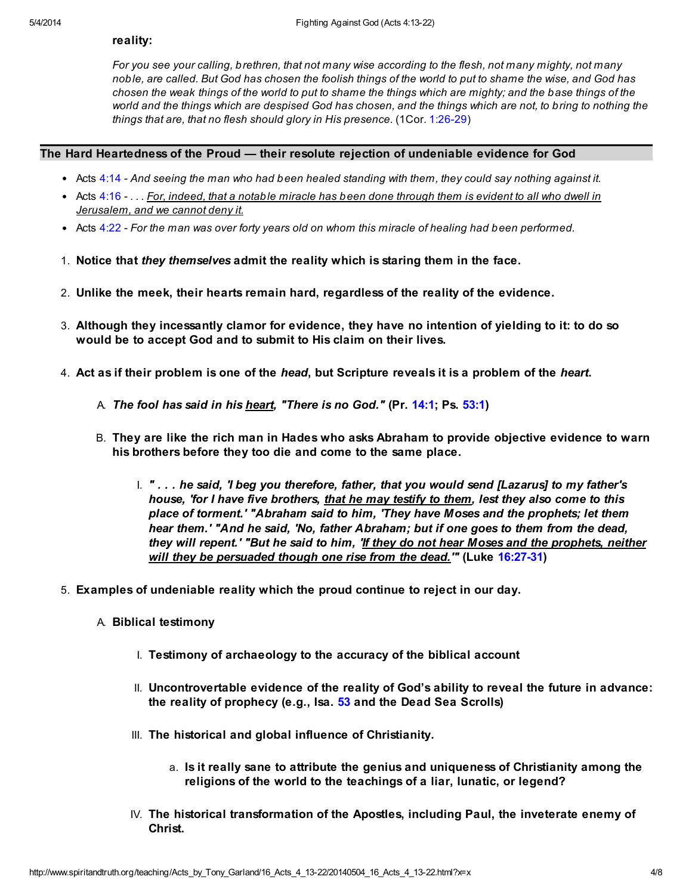**reality:**

> *For you see your calling, brethren, that not many wise according to the flesh, not many mighty, not many noble, are called. But God has chosen the foolish things of the world to put to shame the wise, and God has chosen the weak things of the world to put to shame the things which are mighty; and the base things of the world and the things which are despised God has chosen, and the things which are not, to bring to nothing the things that are, that no flesh should glory in His presence.* (1Cor. 1:26-29)

## The Hard Heartedness of the Proud — their resolute rejection of undeniable evidence for God

- Acts 4:14 - *And seeing the man who had been healed standing with them, they could say nothing against it.*
- Acts 4:16 - *. . . <u>For, indeed, that a notable miracle has been done through them is evident to all who dwell in Jerusalem, and we cannot deny it.</u>*
- Acts 4:22 - *For the man was over forty years old on whom this miracle of healing had been performed.*

1. **Notice that *they themselves* admit the reality which is staring them in the face.**
2. **Unlike the meek, their hearts remain hard, regardless of the reality of the evidence.**
3. **Although they incessantly clamor for evidence, they have no intention of yielding to it: to do so would be to accept God and to submit to His claim on their lives.**
4. **Act as if their problem is one of the *head*, but Scripture reveals it is a problem of the *heart*.**
   A. ***The fool has said in his <u>heart</u>, "There is no God."* (Pr. 14:1; Ps. 53:1)**
   B. **They are like the rich man in Hades who asks Abraham to provide objective evidence to warn his brothers before they too die and come to the same place.**
      I. ***" . . . he said, 'I beg you therefore, father, that you would send [Lazarus] to my father's house, 'for I have five brothers, <u>that he may testify to them</u>, lest they also come to this place of torment.' "Abraham said to him, 'They have Moses and the prophets; let them hear them.' "And he said, 'No, father Abraham; but if one goes to them from the dead, they will repent.' "But he said to him, '<u>If they do not hear Moses and the prophets, neither will they be persuaded though one rise from the dead.</u>'"* (Luke 16:27-31)**
5. **Examples of undeniable reality which the proud continue to reject in our day.**
   A. **Biblical testimony**
      I. **Testimony of archaeology to the accuracy of the biblical account**
      II. **Uncontrovertable evidence of the reality of God's ability to reveal the future in advance: the reality of prophecy (e.g., Isa. 53 and the Dead Sea Scrolls)**
      III. **The historical and global influence of Christianity.**
         a. **Is it really sane to attribute the genius and uniqueness of Christianity among the religions of the world to the teachings of a liar, lunatic, or legend?**
      IV. **The historical transformation of the Apostles, including Paul, the inveterate enemy of Christ.**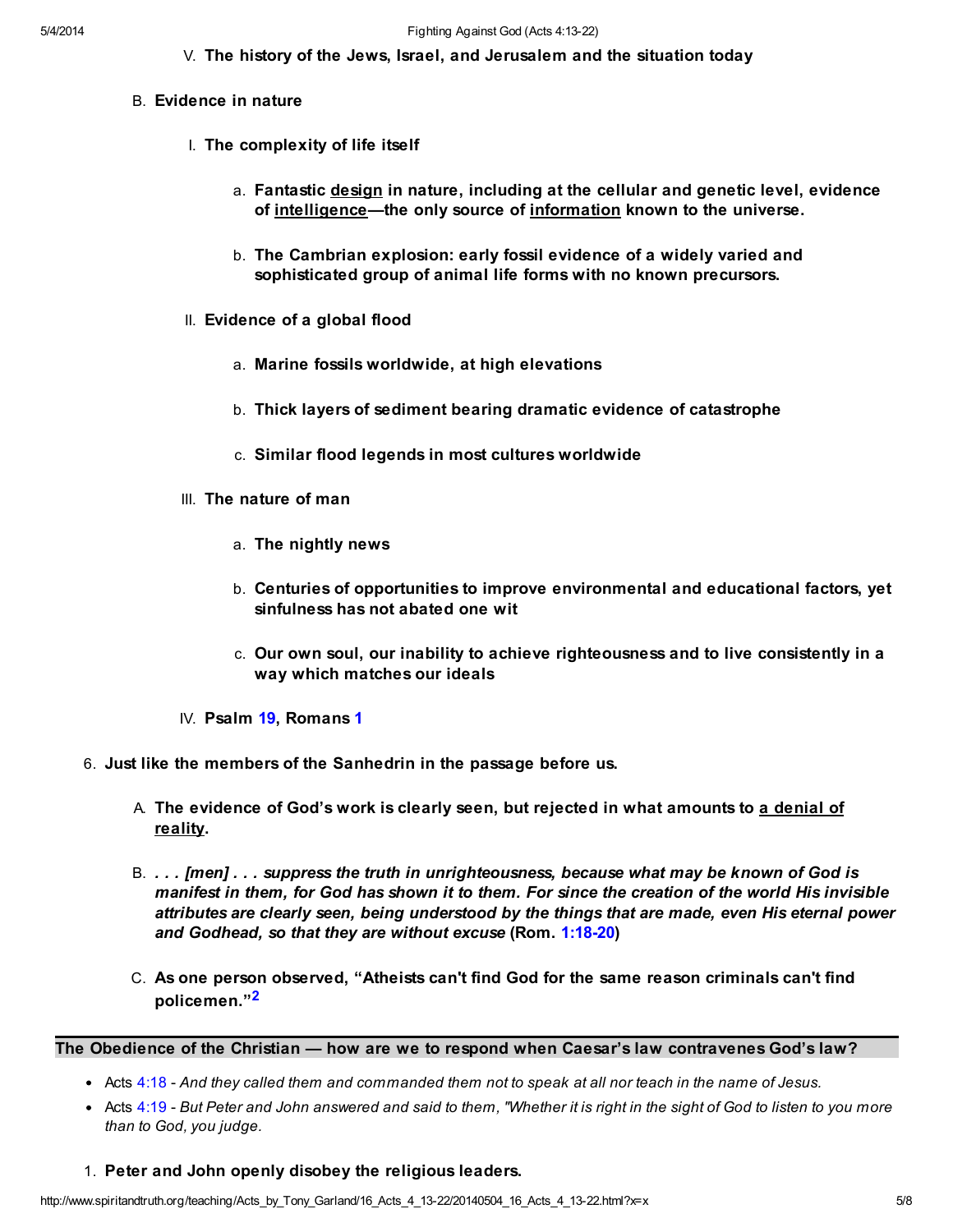V. **The history of the Jews, Israel, and Jerusalem and the situation today**

B. **Evidence in nature**

   I. **The complexity of life itself**

      a. **Fantastic design in nature, including at the cellular and genetic level, evidence of intelligence—the only source of information known to the universe.**

      b. **The Cambrian explosion: early fossil evidence of a widely varied and sophisticated group of animal life forms with no known precursors.**

   II. **Evidence of a global flood**

      a. **Marine fossils worldwide, at high elevations**

      b. **Thick layers of sediment bearing dramatic evidence of catastrophe**

      c. **Similar flood legends in most cultures worldwide**

   III. **The nature of man**

      a. **The nightly news**

      b. **Centuries of opportunities to improve environmental and educational factors, yet sinfulness has not abated one wit**

      c. **Our own soul, our inability to achieve righteousness and to live consistently in a way which matches our ideals**

   IV. **Psalm 19, Romans 1**

6. **Just like the members of the Sanhedrin in the passage before us.**

   A. **The evidence of God's work is clearly seen, but rejected in what amounts to a denial of reality.**

   B. ***. . . [men] . . . suppress the truth in unrighteousness, because what may be known of God is manifest in them, for God has shown it to them. For since the creation of the world His invisible attributes are clearly seen, being understood by the things that are made, even His eternal power and Godhead, so that they are without excuse* (Rom. 1:18-20)**

   C. **As one person observed, "Atheists can't find God for the same reason criminals can't find policemen."[2]**

## The Obedience of the Christian — how are we to respond when Caesar's law contravenes God's law?

- Acts 4:18 - *And they called them and commanded them not to speak at all nor teach in the name of Jesus.*
- Acts 4:19 - *But Peter and John answered and said to them, "Whether it is right in the sight of God to listen to you more than to God, you judge.*

1. **Peter and John openly disobey the religious leaders.**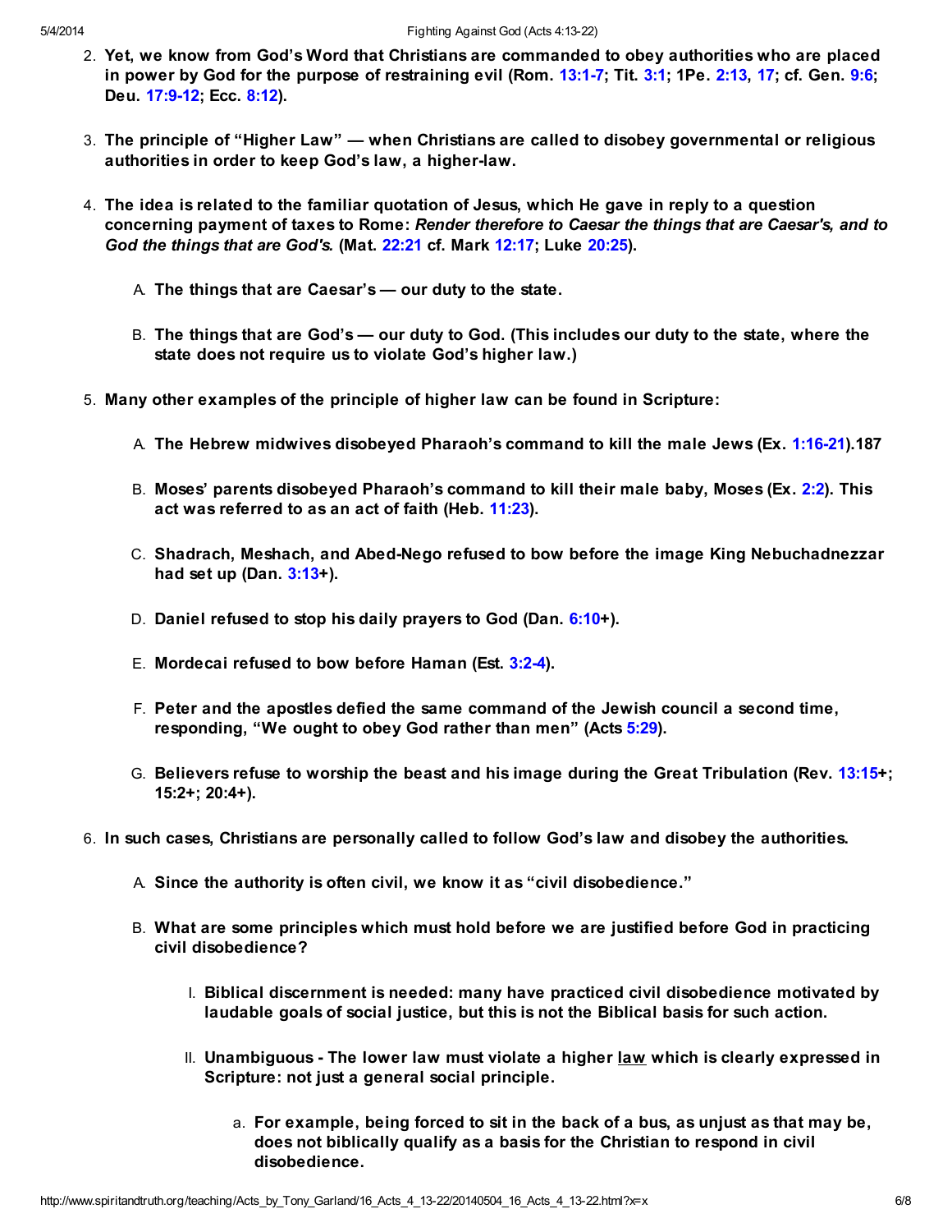2. **Yet, we know from God's Word that Christians are commanded to obey authorities who are placed in power by God for the purpose of restraining evil (Rom. 13:1-7; Tit. 3:1; 1Pe. 2:13, 17; cf. Gen. 9:6; Deu. 17:9-12; Ecc. 8:12).**

3. **The principle of "Higher Law" — when Christians are called to disobey governmental or religious authorities in order to keep God's law, a higher-law.**

4. **The idea is related to the familiar quotation of Jesus, which He gave in reply to a question concerning payment of taxes to Rome: *Render therefore to Caesar the things that are Caesar's, and to God the things that are God's.* (Mat. 22:21 cf. Mark 12:17; Luke 20:25).**

   A. **The things that are Caesar's — our duty to the state.**

   B. **The things that are God's — our duty to God. (This includes our duty to the state, where the state does not require us to violate God's higher law.)**

5. **Many other examples of the principle of higher law can be found in Scripture:**

   A. **The Hebrew midwives disobeyed Pharaoh's command to kill the male Jews (Ex. 1:16-21).187**

   B. **Moses' parents disobeyed Pharaoh's command to kill their male baby, Moses (Ex. 2:2). This act was referred to as an act of faith (Heb. 11:23).**

   C. **Shadrach, Meshach, and Abed-Nego refused to bow before the image King Nebuchadnezzar had set up (Dan. 3:13+).**

   D. **Daniel refused to stop his daily prayers to God (Dan. 6:10+).**

   E. **Mordecai refused to bow before Haman (Est. 3:2-4).**

   F. **Peter and the apostles defied the same command of the Jewish council a second time, responding, "We ought to obey God rather than men" (Acts 5:29).**

   G. **Believers refuse to worship the beast and his image during the Great Tribulation (Rev. 13:15+; 15:2+; 20:4+).**

6. **In such cases, Christians are personally called to follow God's law and disobey the authorities.**

   A. **Since the authority is often civil, we know it as "civil disobedience."**

   B. **What are some principles which must hold before we are justified before God in practicing civil disobedience?**

      I. **Biblical discernment is needed: many have practiced civil disobedience motivated by laudable goals of social justice, but this is not the Biblical basis for such action.**

      II. **Unambiguous - The lower law must violate a higher <u>law</u> which is clearly expressed in Scripture: not just a general social principle.**

         a. **For example, being forced to sit in the back of a bus, as unjust as that may be, does not biblically qualify as a basis for the Christian to respond in civil disobedience.**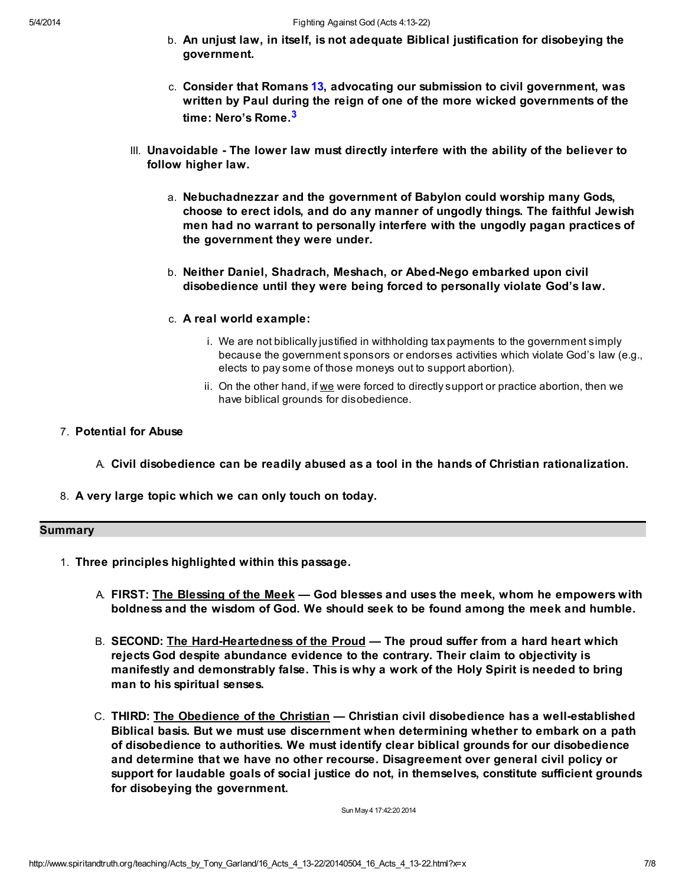b. **An unjust law, in itself, is not adequate Biblical justification for disobeying the government.**

   c. **Consider that Romans 13, advocating our submission to civil government, was written by Paul during the reign of one of the more wicked governments of the time: Nero's Rome.[3]**

III. **Unavoidable - The lower law must directly interfere with the ability of the believer to follow higher law.**

   a. **Nebuchadnezzar and the government of Babylon could worship many Gods, choose to erect idols, and do any manner of ungodly things. The faithful Jewish men had no warrant to personally interfere with the ungodly pagan practices of the government they were under.**

   b. **Neither Daniel, Shadrach, Meshach, or Abed-Nego embarked upon civil disobedience until they were being forced to personally violate God's law.**

   c. **A real world example:**

      i. We are not biblically justified in withholding tax payments to the government simply because the government sponsors or endorses activities which violate God's law (e.g., elects to pay some of those moneys out to support abortion).

      ii. On the other hand, if <u>we</u> were forced to directly support or practice abortion, then we have biblical grounds for disobedience.

7. **Potential for Abuse**

   A. **Civil disobedience can be readily abused as a tool in the hands of Christian rationalization.**

8. **A very large topic which we can only touch on today.**

## Summary

1. **Three principles highlighted within this passage.**

   A. **FIRST: <u>The Blessing of the Meek</u> — God blesses and uses the meek, whom he empowers with boldness and the wisdom of God. We should seek to be found among the meek and humble.**

   B. **SECOND: <u>The Hard-Heartedness of the Proud</u> — The proud suffer from a hard heart which rejects God despite abundance evidence to the contrary. Their claim to objectivity is manifestly and demonstrably false. This is why a work of the Holy Spirit is needed to bring man to his spiritual senses.**

   C. **THIRD: <u>The Obedience of the Christian</u> — Christian civil disobedience has a well-established Biblical basis. But we must use discernment when determining whether to embark on a path of disobedience to authorities. We must identify clear biblical grounds for our disobedience and determine that we have no other recourse. Disagreement over general civil policy or support for laudable goals of social justice do not, in themselves, constitute sufficient grounds for disobeying the government.**

Sun May 4 17:42:20 2014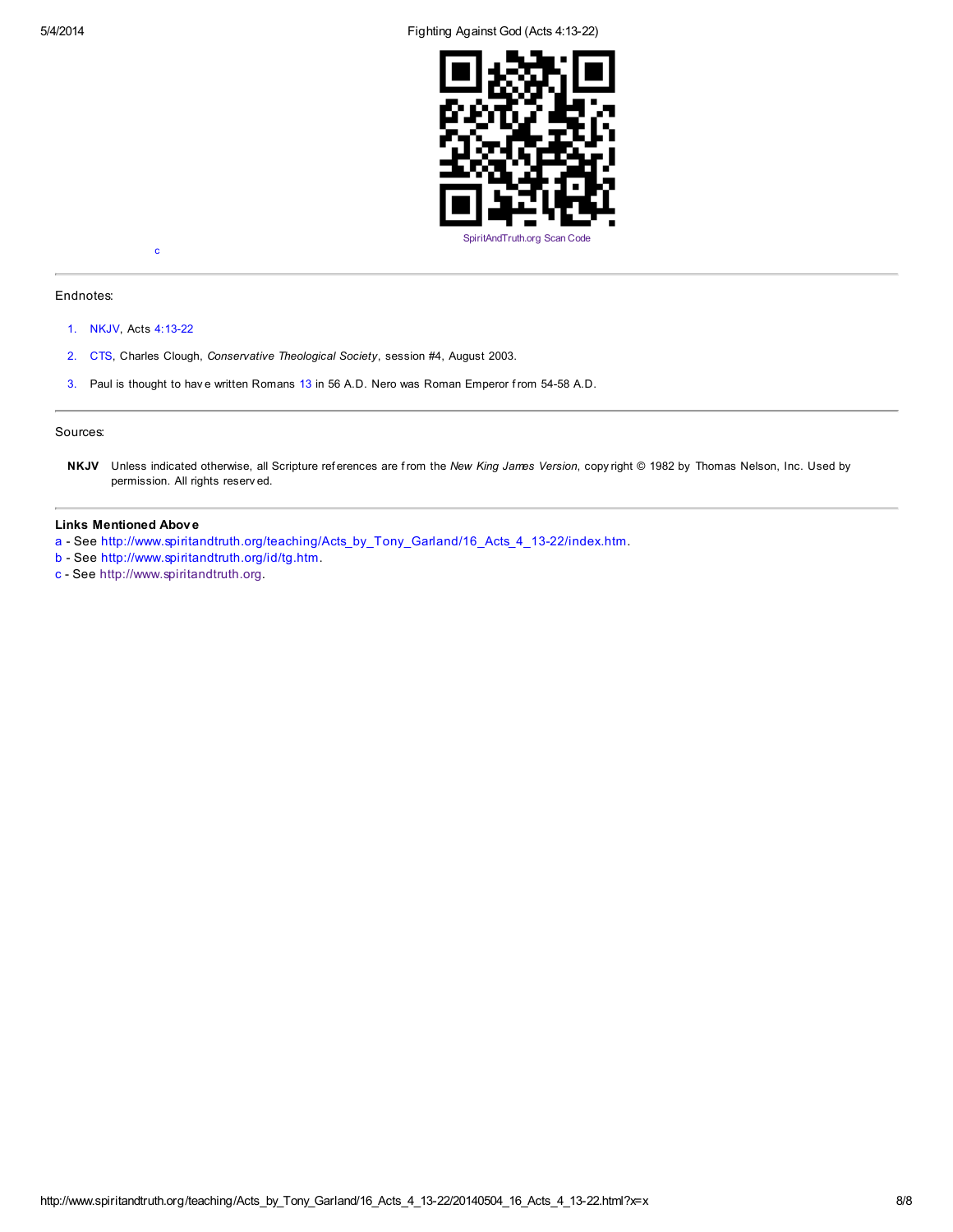SpiritAndTruth.org Scan Code

c

---

Endnotes:

1. NKJV, Acts 4:13-22
2. CTS, Charles Clough, *Conservative Theological Society*, session #4, August 2003.
3. Paul is thought to have written Romans 13 in 56 A.D. Nero was Roman Emperor from 54-58 A.D.

---

Sources:

**NKJV** Unless indicated otherwise, all Scripture references are from the *New King James Version*, copyright © 1982 by Thomas Nelson, Inc. Used by permission. All rights reserved.

---

**Links Mentioned Above**

a - See http://www.spiritandtruth.org/teaching/Acts_by_Tony_Garland/16_Acts_4_13-22/index.htm.
b - See http://www.spiritandtruth.org/id/tg.htm.
c - See http://www.spiritandtruth.org.